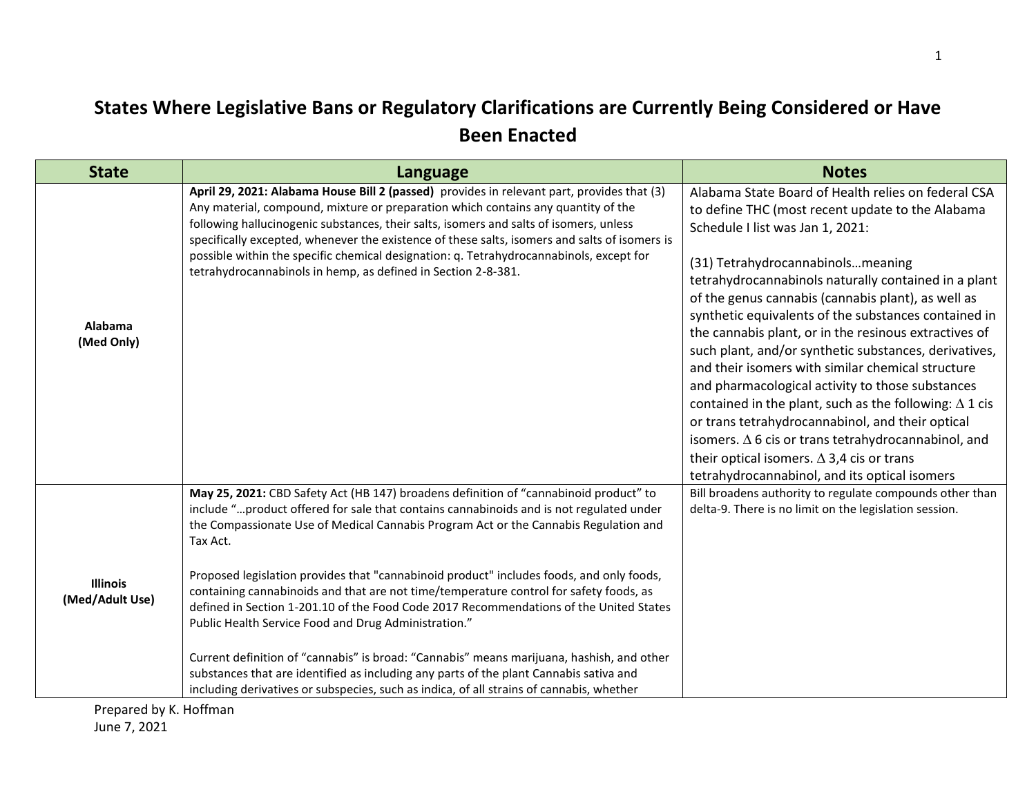# States Where Legislative Bans or Regulatory Clarifications are Currently Being Considered or Have Been Enacted

| State | Language | Notes |
|---|---|---|
| **Alabama (Med Only)** | **April 29, 2021: Alabama House Bill 2 (passed)** provides in relevant part, provides that (3) Any material, compound, mixture or preparation which contains any quantity of the following hallucinogenic substances, their salts, isomers and salts of isomers, unless specifically excepted, whenever the existence of these salts, isomers and salts of isomers is possible within the specific chemical designation: q. Tetrahydrocannabinols, except for tetrahydrocannabinols in hemp, as defined in Section 2-8-381. | Alabama State Board of Health relies on federal CSA to define THC (most recent update to the Alabama Schedule I list was Jan 1, 2021:<br><br>(31) Tetrahydrocannabinols…meaning tetrahydrocannabinols naturally contained in a plant of the genus cannabis (cannabis plant), as well as synthetic equivalents of the substances contained in the cannabis plant, or in the resinous extractives of such plant, and/or synthetic substances, derivatives, and their isomers with similar chemical structure and pharmacological activity to those substances contained in the plant, such as the following: $\Delta$ 1 cis or trans tetrahydrocannabinol, and their optical isomers. $\Delta$ 6 cis or trans tetrahydrocannabinol, and their optical isomers. $\Delta$ 3,4 cis or trans tetrahydrocannabinol, and its optical isomers |
| **Illinois (Med/Adult Use)** | **May 25, 2021:** CBD Safety Act (HB 147) broadens definition of "cannabinoid product" to include "…product offered for sale that contains cannabinoids and is not regulated under the Compassionate Use of Medical Cannabis Program Act or the Cannabis Regulation and Tax Act.<br><br>Proposed legislation provides that "cannabinoid product" includes foods, and only foods, containing cannabinoids and that are not time/temperature control for safety foods, as defined in Section 1-201.10 of the Food Code 2017 Recommendations of the United States Public Health Service Food and Drug Administration."<br><br>Current definition of "cannabis" is broad: "Cannabis" means marijuana, hashish, and other substances that are identified as including any parts of the plant Cannabis sativa and including derivatives or subspecies, such as indica, of all strains of cannabis, whether | Bill broadens authority to regulate compounds other than delta-9. There is no limit on the legislation session. |

Prepared by K. Hoffman
June 7, 2021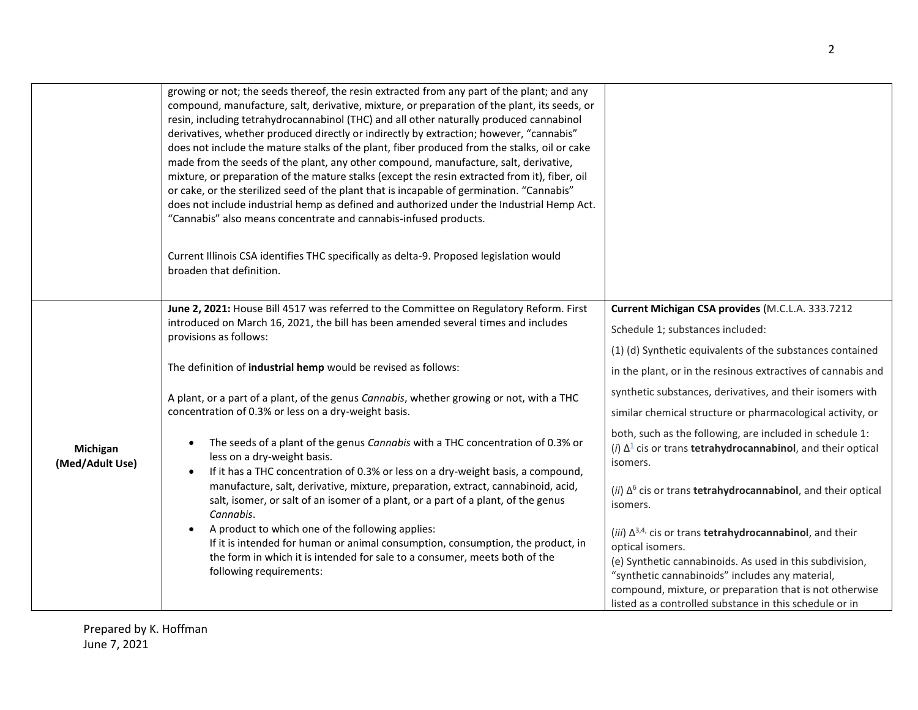| | | |
|---|---|---|
| | growing or not; the seeds thereof, the resin extracted from any part of the plant; and any compound, manufacture, salt, derivative, mixture, or preparation of the plant, its seeds, or resin, including tetrahydrocannabinol (THC) and all other naturally produced cannabinol derivatives, whether produced directly or indirectly by extraction; however, "cannabis" does not include the mature stalks of the plant, fiber produced from the stalks, oil or cake made from the seeds of the plant, any other compound, manufacture, salt, derivative, mixture, or preparation of the mature stalks (except the resin extracted from it), fiber, oil or cake, or the sterilized seed of the plant that is incapable of germination. "Cannabis" does not include industrial hemp as defined and authorized under the Industrial Hemp Act. "Cannabis" also means concentrate and cannabis-infused products.<br><br>Current Illinois CSA identifies THC specifically as delta-9. Proposed legislation would broaden that definition. | |
| **Michigan (Med/Adult Use)** | **June 2, 2021:** House Bill 4517 was referred to the Committee on Regulatory Reform. First introduced on March 16, 2021, the bill has been amended several times and includes provisions as follows:<br><br>The definition of **industrial hemp** would be revised as follows:<br><br>A plant, or a part of a plant, of the genus *Cannabis*, whether growing or not, with a THC concentration of 0.3% or less on a dry-weight basis.<br>• The seeds of a plant of the genus *Cannabis* with a THC concentration of 0.3% or less on a dry-weight basis.<br>• If it has a THC concentration of 0.3% or less on a dry-weight basis, a compound, manufacture, salt, derivative, mixture, preparation, extract, cannabinoid, acid, salt, isomer, or salt of an isomer of a plant, or a part of a plant, of the genus *Cannabis*.<br>• A product to which one of the following applies:<br>If it is intended for human or animal consumption, consumption, the product, in the form in which it is intended for sale to a consumer, meets both of the following requirements: | **Current Michigan CSA provides** (M.C.L.A. 333.7212<br><br>Schedule 1; substances included:<br><br>(1) (d) Synthetic equivalents of the substances contained in the plant, or in the resinous extractives of cannabis and synthetic substances, derivatives, and their isomers with similar chemical structure or pharmacological activity, or both, such as the following, are included in schedule 1:<br>(*i*) $\Delta^{1}$ cis or trans **tetrahydrocannabinol**, and their optical isomers.<br><br>(*ii*) $\Delta^{6}$ cis or trans **tetrahydrocannabinol**, and their optical isomers.<br><br>(*iii*) $\Delta^{3,4,}$ cis or trans **tetrahydrocannabinol**, and their optical isomers.<br>(e) Synthetic cannabinoids. As used in this subdivision, "synthetic cannabinoids" includes any material, compound, mixture, or preparation that is not otherwise listed as a controlled substance in this schedule or in |

Prepared by K. Hoffman
June 7, 2021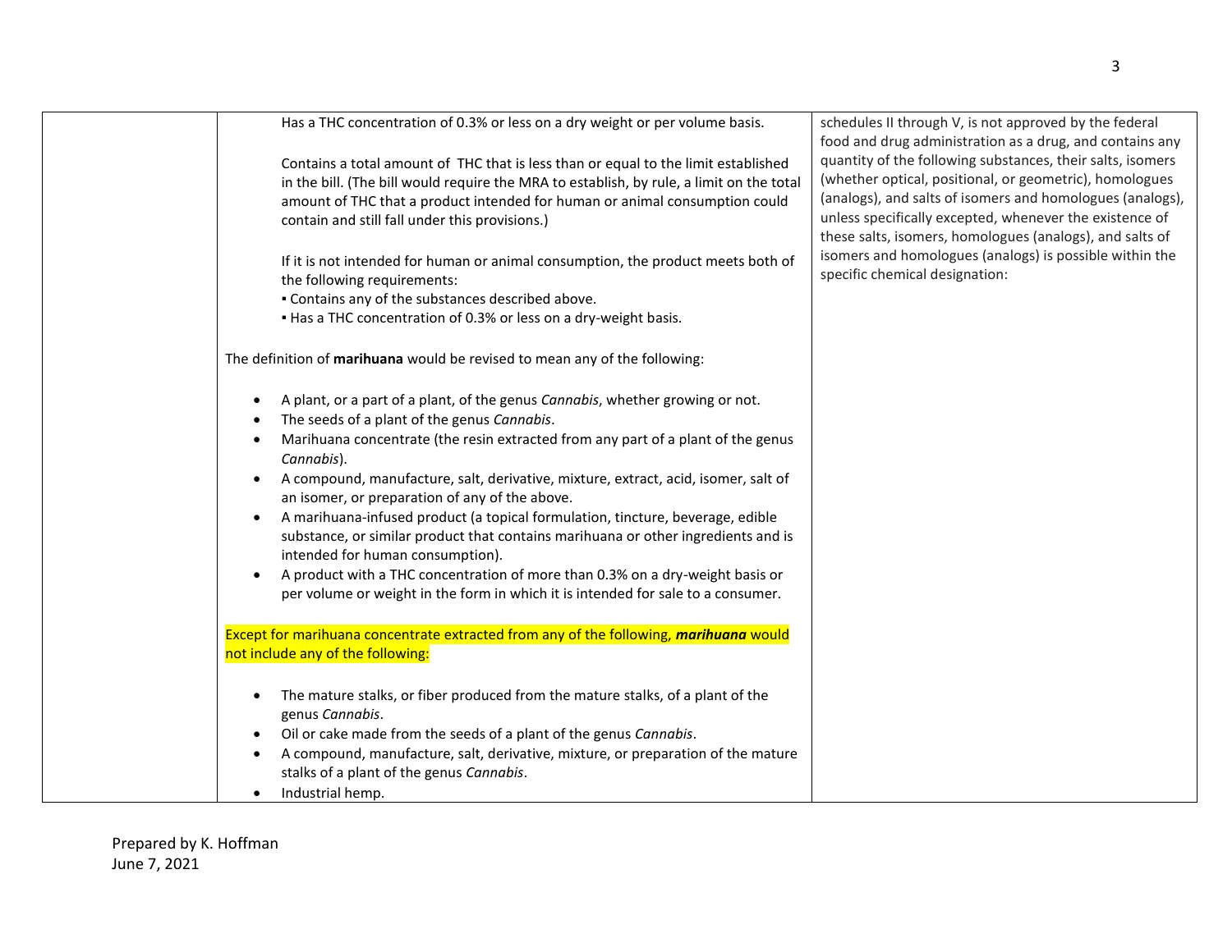| | | |
|---|---|---|
| | Has a THC concentration of 0.3% or less on a dry weight or per volume basis.<br><br>Contains a total amount of THC that is less than or equal to the limit established in the bill. (The bill would require the MRA to establish, by rule, a limit on the total amount of THC that a product intended for human or animal consumption could contain and still fall under this provisions.)<br><br>If it is not intended for human or animal consumption, the product meets both of the following requirements:<br>▪ Contains any of the substances described above.<br>▪ Has a THC concentration of 0.3% or less on a dry-weight basis.<br><br>The definition of **marihuana** would be revised to mean any of the following:<br><br>• A plant, or a part of a plant, of the genus *Cannabis*, whether growing or not.<br>• The seeds of a plant of the genus *Cannabis*.<br>• Marihuana concentrate (the resin extracted from any part of a plant of the genus *Cannabis*).<br>• A compound, manufacture, salt, derivative, mixture, extract, acid, isomer, salt of an isomer, or preparation of any of the above.<br>• A marihuana-infused product (a topical formulation, tincture, beverage, edible substance, or similar product that contains marihuana or other ingredients and is intended for human consumption).<br>• A product with a THC concentration of more than 0.3% on a dry-weight basis or per volume or weight in the form in which it is intended for sale to a consumer.<br><br>Except for marihuana concentrate extracted from any of the following, ***marihuana*** would not include any of the following:<br><br>• The mature stalks, or fiber produced from the mature stalks, of a plant of the genus *Cannabis*.<br>• Oil or cake made from the seeds of a plant of the genus *Cannabis*.<br>• A compound, manufacture, salt, derivative, mixture, or preparation of the mature stalks of a plant of the genus *Cannabis*.<br>• Industrial hemp. | schedules II through V, is not approved by the federal food and drug administration as a drug, and contains any quantity of the following substances, their salts, isomers (whether optical, positional, or geometric), homologues (analogs), and salts of isomers and homologues (analogs), unless specifically excepted, whenever the existence of these salts, isomers, homologues (analogs), and salts of isomers and homologues (analogs) is possible within the specific chemical designation: |

Prepared by K. Hoffman
June 7, 2021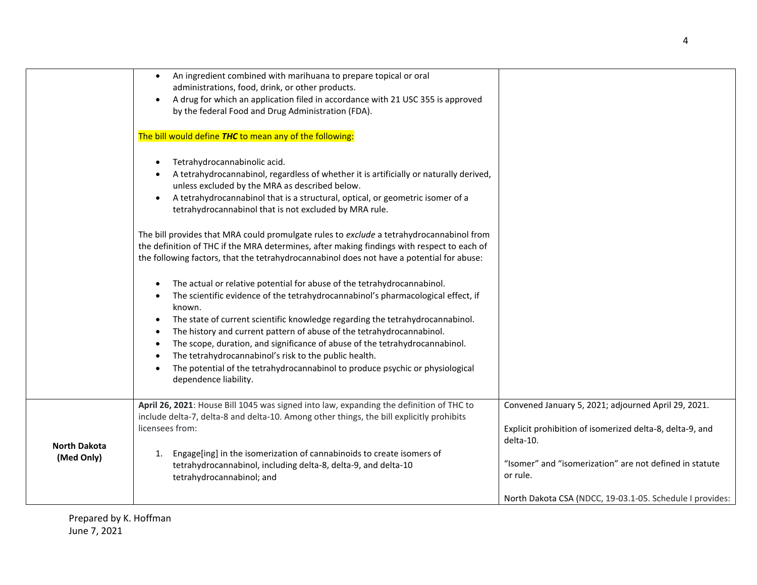| | | |
|---|---|---|
| | • An ingredient combined with marihuana to prepare topical or oral administrations, food, drink, or other products.<br>• A drug for which an application filed in accordance with 21 USC 355 is approved by the federal Food and Drug Administration (FDA).<br><br>The bill would define ***THC*** to mean any of the following:<br><br>• Tetrahydrocannabinolic acid.<br>• A tetrahydrocannabinol, regardless of whether it is artificially or naturally derived, unless excluded by the MRA as described below.<br>• A tetrahydrocannabinol that is a structural, optical, or geometric isomer of a tetrahydrocannabinol that is not excluded by MRA rule.<br><br>The bill provides that MRA could promulgate rules to *exclude* a tetrahydrocannabinol from the definition of THC if the MRA determines, after making findings with respect to each of the following factors, that the tetrahydrocannabinol does not have a potential for abuse:<br><br>• The actual or relative potential for abuse of the tetrahydrocannabinol.<br>• The scientific evidence of the tetrahydrocannabinol's pharmacological effect, if known.<br>• The state of current scientific knowledge regarding the tetrahydrocannabinol.<br>• The history and current pattern of abuse of the tetrahydrocannabinol.<br>• The scope, duration, and significance of abuse of the tetrahydrocannabinol.<br>• The tetrahydrocannabinol's risk to the public health.<br>• The potential of the tetrahydrocannabinol to produce psychic or physiological dependence liability. | |
| **North Dakota (Med Only)** | **April 26, 2021**: House Bill 1045 was signed into law, expanding the definition of THC to include delta-7, delta-8 and delta-10. Among other things, the bill explicitly prohibits licensees from:<br><br>1. Engage[ing] in the isomerization of cannabinoids to create isomers of tetrahydrocannabinol, including delta-8, delta-9, and delta-10 tetrahydrocannabinol; and | Convened January 5, 2021; adjourned April 29, 2021.<br><br>Explicit prohibition of isomerized delta-8, delta-9, and delta-10.<br><br>"Isomer" and "isomerization" are not defined in statute or rule.<br><br>North Dakota CSA (NDCC, 19-03.1-05. Schedule I provides: |

Prepared by K. Hoffman
June 7, 2021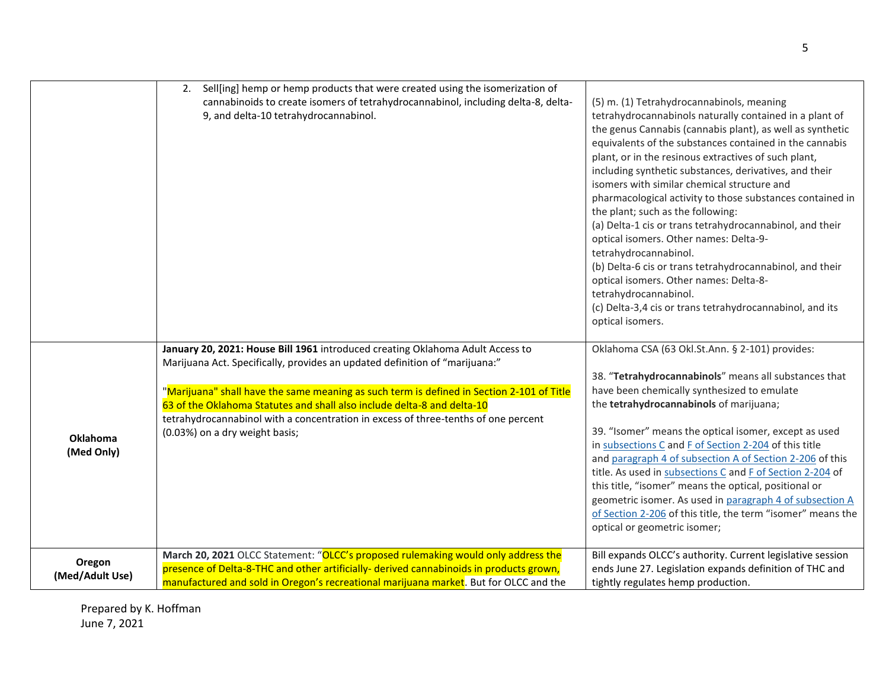| | | |
|---|---|---|
| | 2. Sell[ing] hemp or hemp products that were created using the isomerization of cannabinoids to create isomers of tetrahydrocannabinol, including delta-8, delta-9, and delta-10 tetrahydrocannabinol. | (5) m. (1) Tetrahydrocannabinols, meaning tetrahydrocannabinols naturally contained in a plant of the genus Cannabis (cannabis plant), as well as synthetic equivalents of the substances contained in the cannabis plant, or in the resinous extractives of such plant, including synthetic substances, derivatives, and their isomers with similar chemical structure and pharmacological activity to those substances contained in the plant; such as the following:<br>(a) Delta-1 cis or trans tetrahydrocannabinol, and their optical isomers. Other names: Delta-9-tetrahydrocannabinol.<br>(b) Delta-6 cis or trans tetrahydrocannabinol, and their optical isomers. Other names: Delta-8-tetrahydrocannabinol.<br>(c) Delta-3,4 cis or trans tetrahydrocannabinol, and its optical isomers. |
| **Oklahoma (Med Only)** | **January 20, 2021: House Bill 1961** introduced creating Oklahoma Adult Access to Marijuana Act. Specifically, provides an updated definition of "marijuana:"<br><br>"Marijuana" shall have the same meaning as such term is defined in Section 2-101 of Title 63 of the Oklahoma Statutes and shall also include delta-8 and delta-10 tetrahydrocannabinol with a concentration in excess of three-tenths of one percent (0.03%) on a dry weight basis; | Oklahoma CSA (63 Okl.St.Ann. § 2-101) provides:<br><br>38. "**Tetrahydrocannabinols**" means all substances that have been chemically synthesized to emulate the **tetrahydrocannabinols** of marijuana;<br><br>39. "Isomer" means the optical isomer, except as used in subsections C and F of Section 2-204 of this title and paragraph 4 of subsection A of Section 2-206 of this title. As used in subsections C and F of Section 2-204 of this title, "isomer" means the optical, positional or geometric isomer. As used in paragraph 4 of subsection A of Section 2-206 of this title, the term "isomer" means the optical or geometric isomer; |
| **Oregon (Med/Adult Use)** | **March 20, 2021** OLCC Statement: "OLCC's proposed rulemaking would only address the presence of Delta-8-THC and other artificially- derived cannabinoids in products grown, manufactured and sold in Oregon's recreational marijuana market. But for OLCC and the | Bill expands OLCC's authority. Current legislative session ends June 27. Legislation expands definition of THC and tightly regulates hemp production. |

Prepared by K. Hoffman
June 7, 2021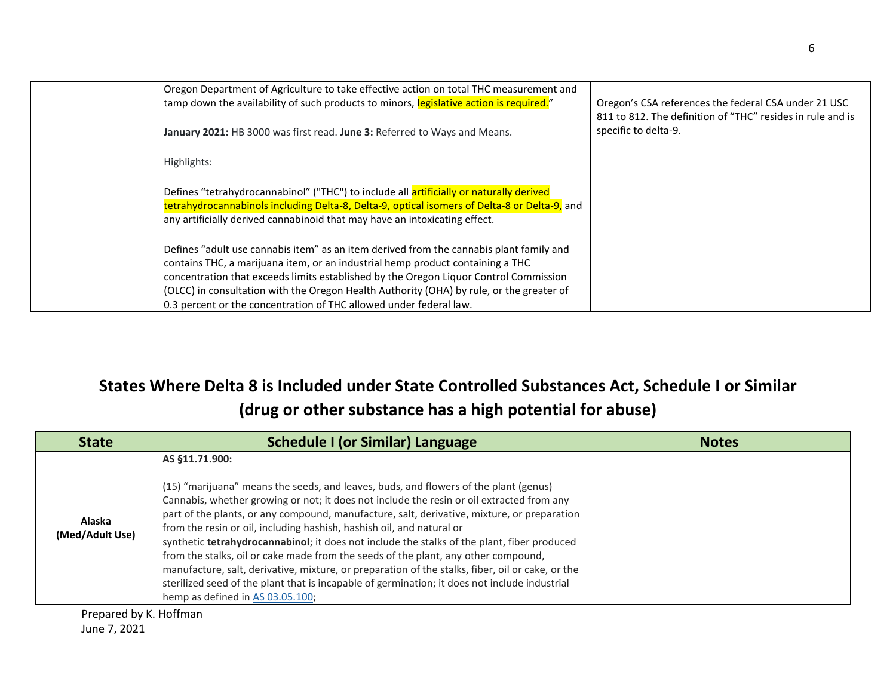| | | |
|---|---|---|
| | Oregon Department of Agriculture to take effective action on total THC measurement and tamp down the availability of such products to minors, legislative action is required."<br><br>**January 2021:** HB 3000 was first read. **June 3:** Referred to Ways and Means.<br><br>Highlights:<br><br>Defines "tetrahydrocannabinol" ("THC") to include all artificially or naturally derived tetrahydrocannabinols including Delta-8, Delta-9, optical isomers of Delta-8 or Delta-9, and any artificially derived cannabinoid that may have an intoxicating effect.<br><br>Defines "adult use cannabis item" as an item derived from the cannabis plant family and contains THC, a marijuana item, or an industrial hemp product containing a THC concentration that exceeds limits established by the Oregon Liquor Control Commission (OLCC) in consultation with the Oregon Health Authority (OHA) by rule, or the greater of 0.3 percent or the concentration of THC allowed under federal law. | Oregon's CSA references the federal CSA under 21 USC 811 to 812. The definition of "THC" resides in rule and is specific to delta-9. |

# States Where Delta 8 is Included under State Controlled Substances Act, Schedule I or Similar (drug or other substance has a high potential for abuse)

| State | Schedule I (or Similar) Language | Notes |
|---|---|---|
| **Alaska (Med/Adult Use)** | **AS §11.71.900:**<br><br>(15) "marijuana" means the seeds, and leaves, buds, and flowers of the plant (genus) Cannabis, whether growing or not; it does not include the resin or oil extracted from any part of the plants, or any compound, manufacture, salt, derivative, mixture, or preparation from the resin or oil, including hashish, hashish oil, and natural or synthetic **tetrahydrocannabinol**; it does not include the stalks of the plant, fiber produced from the stalks, oil or cake made from the seeds of the plant, any other compound, manufacture, salt, derivative, mixture, or preparation of the stalks, fiber, oil or cake, or the sterilized seed of the plant that is incapable of germination; it does not include industrial hemp as defined in AS 03.05.100; | |

Prepared by K. Hoffman
June 7, 2021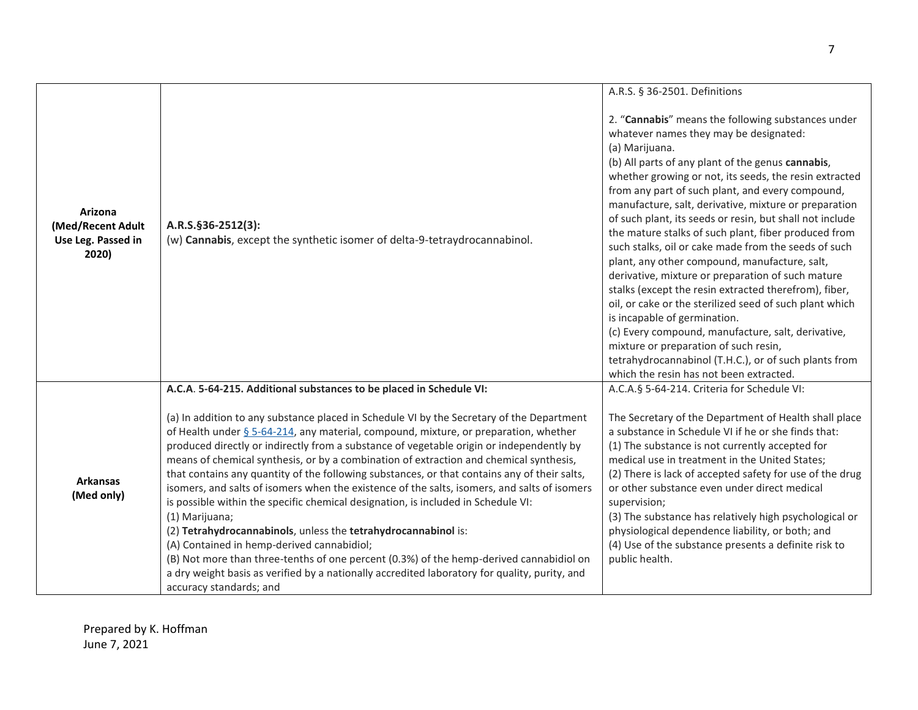| | | |
|---|---|---|
| **Arizona (Med/Recent Adult Use Leg. Passed in 2020)** | **A.R.S.§36-2512(3):**<br>(w) **Cannabis**, except the synthetic isomer of delta-9-tetraydrocannabinol. | A.R.S. § 36-2501. Definitions<br><br>2. "**Cannabis**" means the following substances under whatever names they may be designated:<br>(a) Marijuana.<br>(b) All parts of any plant of the genus **cannabis**, whether growing or not, its seeds, the resin extracted from any part of such plant, and every compound, manufacture, salt, derivative, mixture or preparation of such plant, its seeds or resin, but shall not include the mature stalks of such plant, fiber produced from such stalks, oil or cake made from the seeds of such plant, any other compound, manufacture, salt, derivative, mixture or preparation of such mature stalks (except the resin extracted therefrom), fiber, oil, or cake or the sterilized seed of such plant which is incapable of germination.<br>(c) Every compound, manufacture, salt, derivative, mixture or preparation of such resin, tetrahydrocannabinol (T.H.C.), or of such plants from which the resin has not been extracted. |
| **Arkansas (Med only)** | **A.C.A. 5-64-215. Additional substances to be placed in Schedule VI:**<br><br>(a) In addition to any substance placed in Schedule VI by the Secretary of the Department of Health under § 5-64-214, any material, compound, mixture, or preparation, whether produced directly or indirectly from a substance of vegetable origin or independently by means of chemical synthesis, or by a combination of extraction and chemical synthesis, that contains any quantity of the following substances, or that contains any of their salts, isomers, and salts of isomers when the existence of the salts, isomers, and salts of isomers is possible within the specific chemical designation, is included in Schedule VI:<br>(1) Marijuana;<br>(2) **Tetrahydrocannabinols**, unless the **tetrahydrocannabinol** is:<br>(A) Contained in hemp-derived cannabidiol;<br>(B) Not more than three-tenths of one percent (0.3%) of the hemp-derived cannabidiol on a dry weight basis as verified by a nationally accredited laboratory for quality, purity, and accuracy standards; and | A.C.A.§ 5-64-214. Criteria for Schedule VI:<br><br>The Secretary of the Department of Health shall place a substance in Schedule VI if he or she finds that:<br>(1) The substance is not currently accepted for medical use in treatment in the United States;<br>(2) There is lack of accepted safety for use of the drug or other substance even under direct medical supervision;<br>(3) The substance has relatively high psychological or physiological dependence liability, or both; and<br>(4) Use of the substance presents a definite risk to public health. |

Prepared by K. Hoffman
June 7, 2021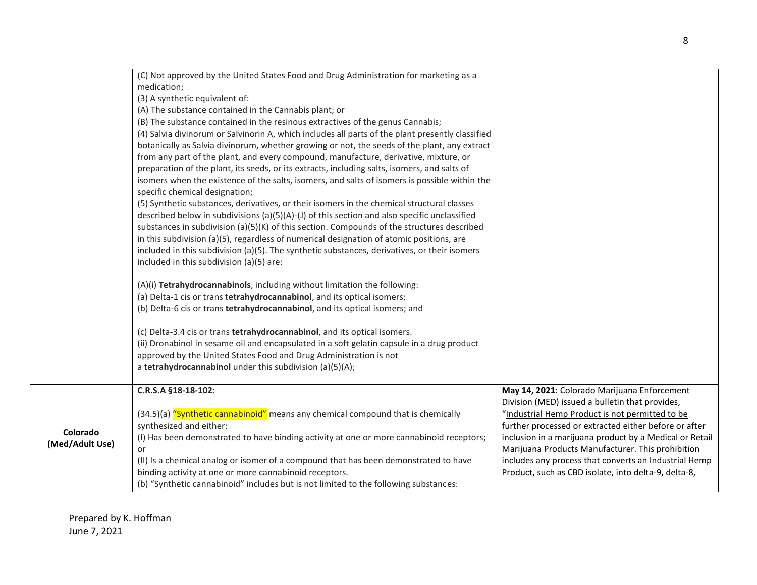| | | |
|---|---|---|
| | (C) Not approved by the United States Food and Drug Administration for marketing as a medication;<br>(3) A synthetic equivalent of:<br>(A) The substance contained in the Cannabis plant; or<br>(B) The substance contained in the resinous extractives of the genus Cannabis;<br>(4) Salvia divinorum or Salvinorin A, which includes all parts of the plant presently classified botanically as Salvia divinorum, whether growing or not, the seeds of the plant, any extract from any part of the plant, and every compound, manufacture, derivative, mixture, or preparation of the plant, its seeds, or its extracts, including salts, isomers, and salts of isomers when the existence of the salts, isomers, and salts of isomers is possible within the specific chemical designation;<br>(5) Synthetic substances, derivatives, or their isomers in the chemical structural classes described below in subdivisions (a)(5)(A)-(J) of this section and also specific unclassified substances in subdivision (a)(5)(K) of this section. Compounds of the structures described in this subdivision (a)(5), regardless of numerical designation of atomic positions, are included in this subdivision (a)(5). The synthetic substances, derivatives, or their isomers included in this subdivision (a)(5) are:<br><br>(A)(i) **Tetrahydrocannabinols**, including without limitation the following:<br>(a) Delta-1 cis or trans **tetrahydrocannabinol**, and its optical isomers;<br>(b) Delta-6 cis or trans **tetrahydrocannabinol**, and its optical isomers; and<br><br>(c) Delta-3.4 cis or trans **tetrahydrocannabinol**, and its optical isomers.<br>(ii) Dronabinol in sesame oil and encapsulated in a soft gelatin capsule in a drug product approved by the United States Food and Drug Administration is not a **tetrahydrocannabinol** under this subdivision (a)(5)(A); | |
| **Colorado (Med/Adult Use)** | **C.R.S.A §18-18-102:**<br><br>(34.5)(a) "Synthetic cannabinoid" means any chemical compound that is chemically synthesized and either:<br>(I) Has been demonstrated to have binding activity at one or more cannabinoid receptors; or<br>(II) Is a chemical analog or isomer of a compound that has been demonstrated to have binding activity at one or more cannabinoid receptors.<br>(b) "Synthetic cannabinoid" includes but is not limited to the following substances: | **May 14, 2021**: Colorado Marijuana Enforcement Division (MED) issued a bulletin that provides, "Industrial Hemp Product is not permitted to be further processed or extracted either before or after inclusion in a marijuana product by a Medical or Retail Marijuana Products Manufacturer. This prohibition includes any process that converts an Industrial Hemp Product, such as CBD isolate, into delta-9, delta-8, |

Prepared by K. Hoffman
June 7, 2021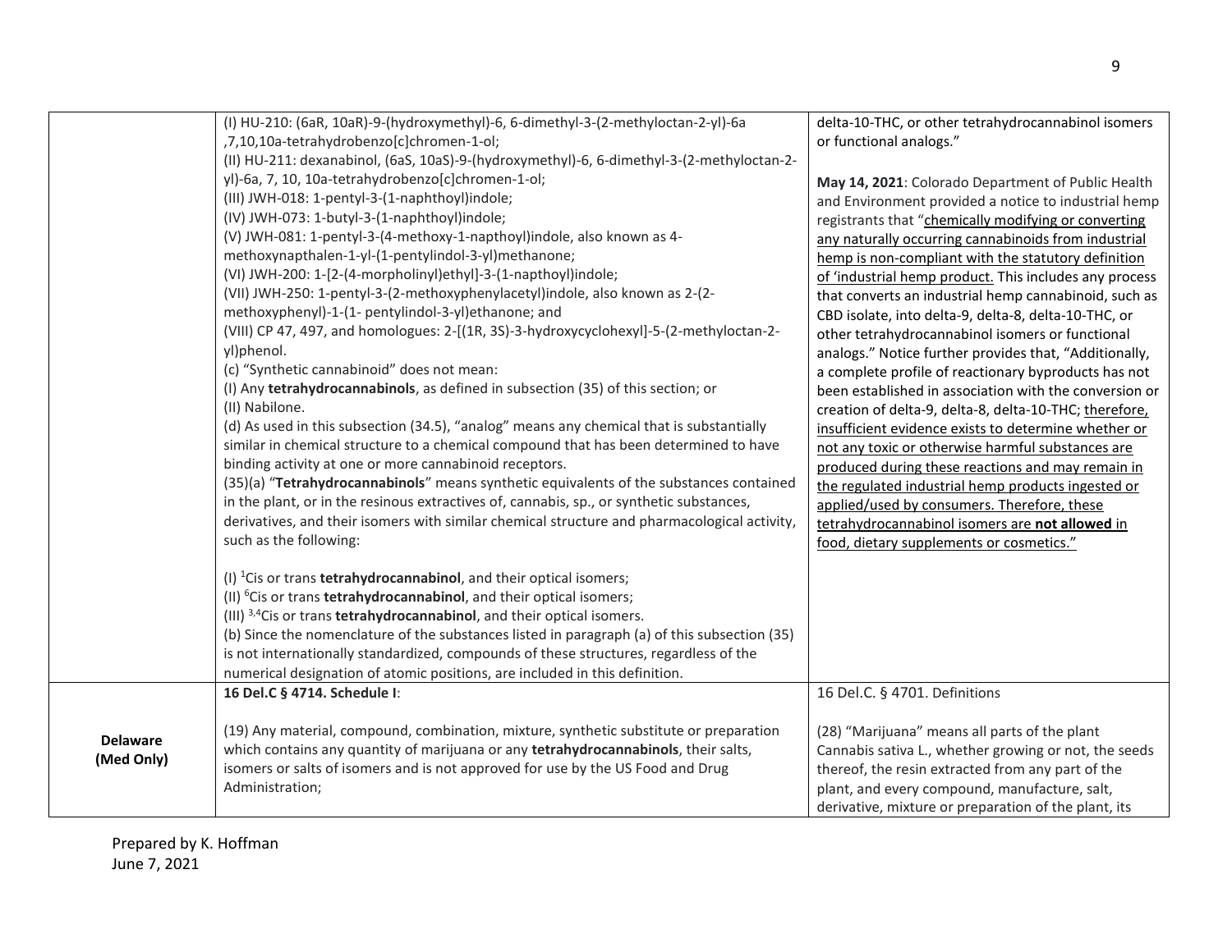| | | |
|---|---|---|
| | (I) HU-210: (6aR, 10aR)-9-(hydroxymethyl)-6, 6-dimethyl-3-(2-methyloctan-2-yl)-6a ,7,10,10a-tetrahydrobenzo[c]chromen-1-ol;<br>(II) HU-211: dexanabinol, (6aS, 10aS)-9-(hydroxymethyl)-6, 6-dimethyl-3-(2-methyloctan-2-yl)-6a, 7, 10, 10a-tetrahydrobenzo[c]chromen-1-ol;<br>(III) JWH-018: 1-pentyl-3-(1-naphthoyl)indole;<br>(IV) JWH-073: 1-butyl-3-(1-naphthoyl)indole;<br>(V) JWH-081: 1-pentyl-3-(4-methoxy-1-napthoyl)indole, also known as 4-methoxynapthalen-1-yl-(1-pentylindol-3-yl)methanone;<br>(VI) JWH-200: 1-[2-(4-morpholinyl)ethyl]-3-(1-napthoyl)indole;<br>(VII) JWH-250: 1-pentyl-3-(2-methoxyphenylacetyl)indole, also known as 2-(2-methoxyphenyl)-1-(1- pentylindol-3-yl)ethanone; and<br>(VIII) CP 47, 497, and homologues: 2-[(1R, 3S)-3-hydroxycyclohexyl]-5-(2-methyloctan-2-yl)phenol.<br>(c) "Synthetic cannabinoid" does not mean:<br>(I) Any **tetrahydrocannabinols**, as defined in subsection (35) of this section; or<br>(II) Nabilone.<br>(d) As used in this subsection (34.5), "analog" means any chemical that is substantially similar in chemical structure to a chemical compound that has been determined to have binding activity at one or more cannabinoid receptors.<br>(35)(a) "**Tetrahydrocannabinols**" means synthetic equivalents of the substances contained in the plant, or in the resinous extractives of, cannabis, sp., or synthetic substances, derivatives, and their isomers with similar chemical structure and pharmacological activity, such as the following:<br><br>(I) $^{1}$Cis or trans **tetrahydrocannabinol**, and their optical isomers;<br>(II) $^{6}$Cis or trans **tetrahydrocannabinol**, and their optical isomers;<br>(III) $^{3,4}$Cis or trans **tetrahydrocannabinol**, and their optical isomers.<br>(b) Since the nomenclature of the substances listed in paragraph (a) of this subsection (35) is not internationally standardized, compounds of these structures, regardless of the numerical designation of atomic positions, are included in this definition. | delta-10-THC, or other tetrahydrocannabinol isomers or functional analogs."<br><br>**May 14, 2021**: Colorado Department of Public Health and Environment provided a notice to industrial hemp registrants that "chemically modifying or converting any naturally occurring cannabinoids from industrial hemp is non-compliant with the statutory definition of 'industrial hemp product. This includes any process that converts an industrial hemp cannabinoid, such as CBD isolate, into delta-9, delta-8, delta-10-THC, or other tetrahydrocannabinol isomers or functional analogs." Notice further provides that, "Additionally, a complete profile of reactionary byproducts has not been established in association with the conversion or creation of delta-9, delta-8, delta-10-THC; therefore, insufficient evidence exists to determine whether or not any toxic or otherwise harmful substances are produced during these reactions and may remain in the regulated industrial hemp products ingested or applied/used by consumers. Therefore, these tetrahydrocannabinol isomers are **not allowed** in food, dietary supplements or cosmetics." |
| **Delaware (Med Only)** | **16 Del.C § 4714. Schedule I**:<br><br>(19) Any material, compound, combination, mixture, synthetic substitute or preparation which contains any quantity of marijuana or any **tetrahydrocannabinols**, their salts, isomers or salts of isomers and is not approved for use by the US Food and Drug Administration; | 16 Del.C. § 4701. Definitions<br><br>(28) "Marijuana" means all parts of the plant Cannabis sativa L., whether growing or not, the seeds thereof, the resin extracted from any part of the plant, and every compound, manufacture, salt, derivative, mixture or preparation of the plant, its |

Prepared by K. Hoffman
June 7, 2021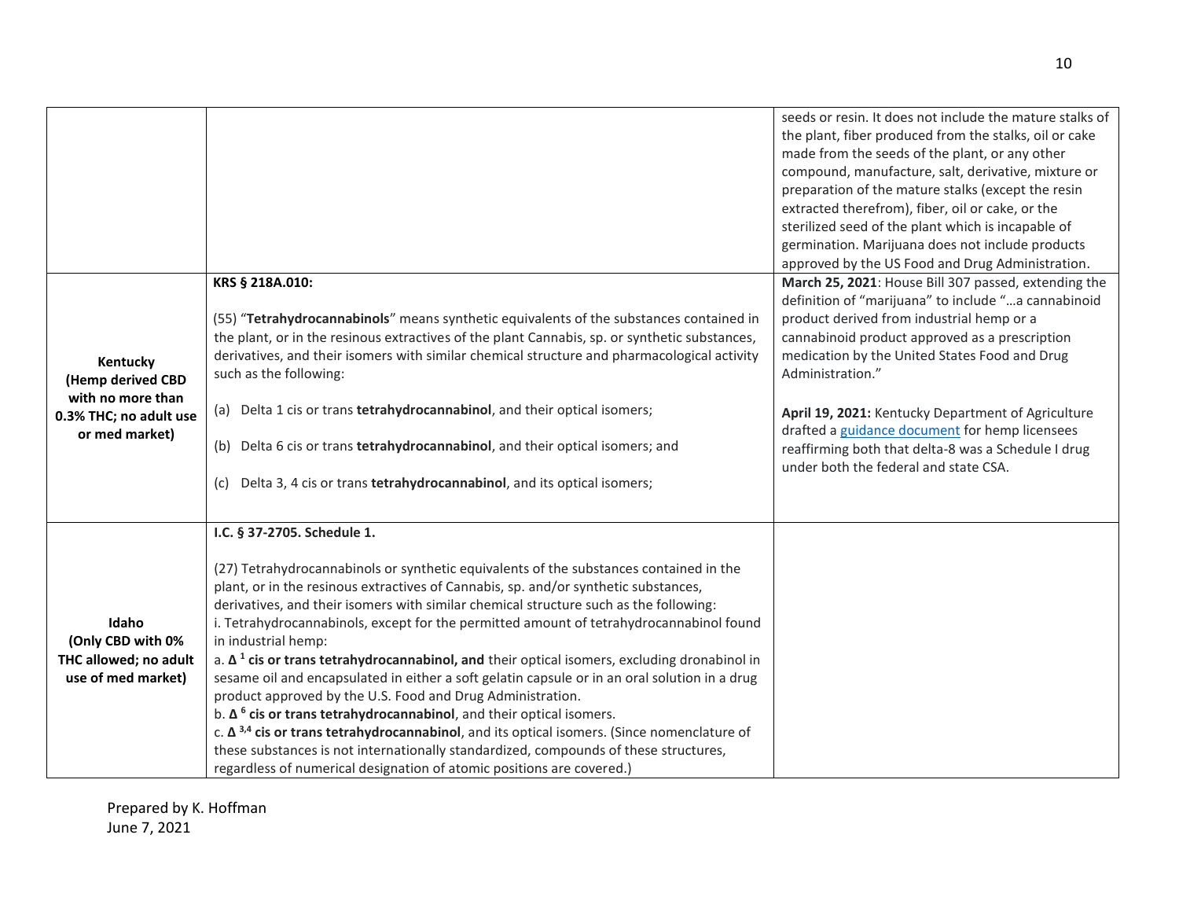| | | |
|---|---|---|
| | | seeds or resin. It does not include the mature stalks of the plant, fiber produced from the stalks, oil or cake made from the seeds of the plant, or any other compound, manufacture, salt, derivative, mixture or preparation of the mature stalks (except the resin extracted therefrom), fiber, oil or cake, or the sterilized seed of the plant which is incapable of germination. Marijuana does not include products approved by the US Food and Drug Administration. |
| **Kentucky (Hemp derived CBD with no more than 0.3% THC; no adult use or med market)** | **KRS § 218A.010:**<br><br>(55) "**Tetrahydrocannabinols**" means synthetic equivalents of the substances contained in the plant, or in the resinous extractives of the plant Cannabis, sp. or synthetic substances, derivatives, and their isomers with similar chemical structure and pharmacological activity such as the following:<br><br>(a) Delta 1 cis or trans **tetrahydrocannabinol**, and their optical isomers;<br><br>(b) Delta 6 cis or trans **tetrahydrocannabinol**, and their optical isomers; and<br><br>(c) Delta 3, 4 cis or trans **tetrahydrocannabinol**, and its optical isomers; | **March 25, 2021**: House Bill 307 passed, extending the definition of "marijuana" to include "…a cannabinoid product derived from industrial hemp or a cannabinoid product approved as a prescription medication by the United States Food and Drug Administration."<br><br>**April 19, 2021:** Kentucky Department of Agriculture drafted a guidance document for hemp licensees reaffirming both that delta-8 was a Schedule I drug under both the federal and state CSA. |
| **Idaho (Only CBD with 0% THC allowed; no adult use of med market)** | **I.C. § 37-2705. Schedule 1.**<br><br>(27) Tetrahydrocannabinols or synthetic equivalents of the substances contained in the plant, or in the resinous extractives of Cannabis, sp. and/or synthetic substances, derivatives, and their isomers with similar chemical structure such as the following:<br>i. Tetrahydrocannabinols, except for the permitted amount of tetrahydrocannabinol found in industrial hemp:<br>a. **$\Delta^{1}$ cis or trans tetrahydrocannabinol, and** their optical isomers, excluding dronabinol in sesame oil and encapsulated in either a soft gelatin capsule or in an oral solution in a drug product approved by the U.S. Food and Drug Administration.<br>b. **$\Delta^{6}$ cis or trans tetrahydrocannabinol**, and their optical isomers.<br>c. **$\Delta^{3,4}$ cis or trans tetrahydrocannabinol**, and its optical isomers. (Since nomenclature of these substances is not internationally standardized, compounds of these structures, regardless of numerical designation of atomic positions are covered.) | |

Prepared by K. Hoffman
June 7, 2021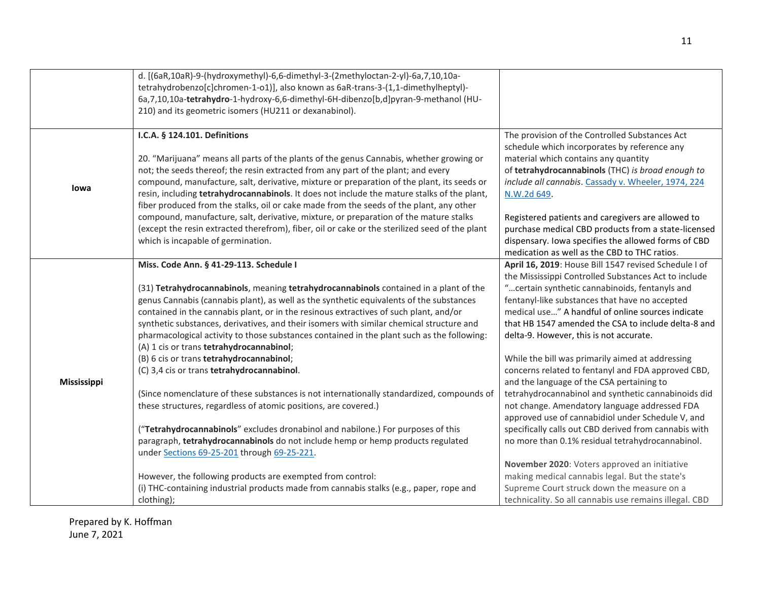| | | |
|---|---|---|
| | d. [(6aR,10aR)-9-(hydroxymethyl)-6,6-dimethyl-3-(2methyloctan-2-yl)-6a,7,10,10a-tetrahydrobenzo[c]chromen-1-o1)], also known as 6aR-trans-3-(1,1-dimethylheptyl)-6a,7,10,10a-**tetrahydro**-1-hydroxy-6,6-dimethyl-6H-dibenzo[b,d]pyran-9-methanol (HU-210) and its geometric isomers (HU211 or dexanabinol). | |
| **Iowa** | **I.C.A. § 124.101. Definitions**<br><br>20. "Marijuana" means all parts of the plants of the genus Cannabis, whether growing or not; the seeds thereof; the resin extracted from any part of the plant; and every compound, manufacture, salt, derivative, mixture or preparation of the plant, its seeds or resin, including **tetrahydrocannabinols**. It does not include the mature stalks of the plant, fiber produced from the stalks, oil or cake made from the seeds of the plant, any other compound, manufacture, salt, derivative, mixture, or preparation of the mature stalks (except the resin extracted therefrom), fiber, oil or cake or the sterilized seed of the plant which is incapable of germination. | The provision of the Controlled Substances Act schedule which incorporates by reference any material which contains any quantity of **tetrahydrocannabinols** (THC) *is broad enough to include all cannabis*. Cassady v. Wheeler, 1974, 224 N.W.2d 649.<br><br>Registered patients and caregivers are allowed to purchase medical CBD products from a state-licensed dispensary. Iowa specifies the allowed forms of CBD medication as well as the CBD to THC ratios. |
| **Mississippi** | **Miss. Code Ann. § 41-29-113. Schedule I**<br><br>(31) **Tetrahydrocannabinols**, meaning **tetrahydrocannabinols** contained in a plant of the genus Cannabis (cannabis plant), as well as the synthetic equivalents of the substances contained in the cannabis plant, or in the resinous extractives of such plant, and/or synthetic substances, derivatives, and their isomers with similar chemical structure and pharmacological activity to those substances contained in the plant such as the following:<br>(A) 1 cis or trans **tetrahydrocannabinol**;<br>(B) 6 cis or trans **tetrahydrocannabinol**;<br>(C) 3,4 cis or trans **tetrahydrocannabinol**.<br><br>(Since nomenclature of these substances is not internationally standardized, compounds of these structures, regardless of atomic positions, are covered.)<br><br>("**Tetrahydrocannabinols**" excludes dronabinol and nabilone.) For purposes of this paragraph, **tetrahydrocannabinols** do not include hemp or hemp products regulated under Sections 69-25-201 through 69-25-221.<br><br>However, the following products are exempted from control:<br>(i) THC-containing industrial products made from cannabis stalks (e.g., paper, rope and clothing); | **April 16, 2019**: House Bill 1547 revised Schedule I of the Mississippi Controlled Substances Act to include "…certain synthetic cannabinoids, fentanyls and fentanyl-like substances that have no accepted medical use…" A handful of online sources indicate that HB 1547 amended the CSA to include delta-8 and delta-9. However, this is not accurate.<br><br>While the bill was primarily aimed at addressing concerns related to fentanyl and FDA approved CBD, and the language of the CSA pertaining to tetrahydrocannabinol and synthetic cannabinoids did not change. Amendatory language addressed FDA approved use of cannabidiol under Schedule V, and specifically calls out CBD derived from cannabis with no more than 0.1% residual tetrahydrocannabinol.<br><br>**November 2020**: Voters approved an initiative making medical cannabis legal. But the state's Supreme Court struck down the measure on a technicality. So all cannabis use remains illegal. CBD |

Prepared by K. Hoffman
June 7, 2021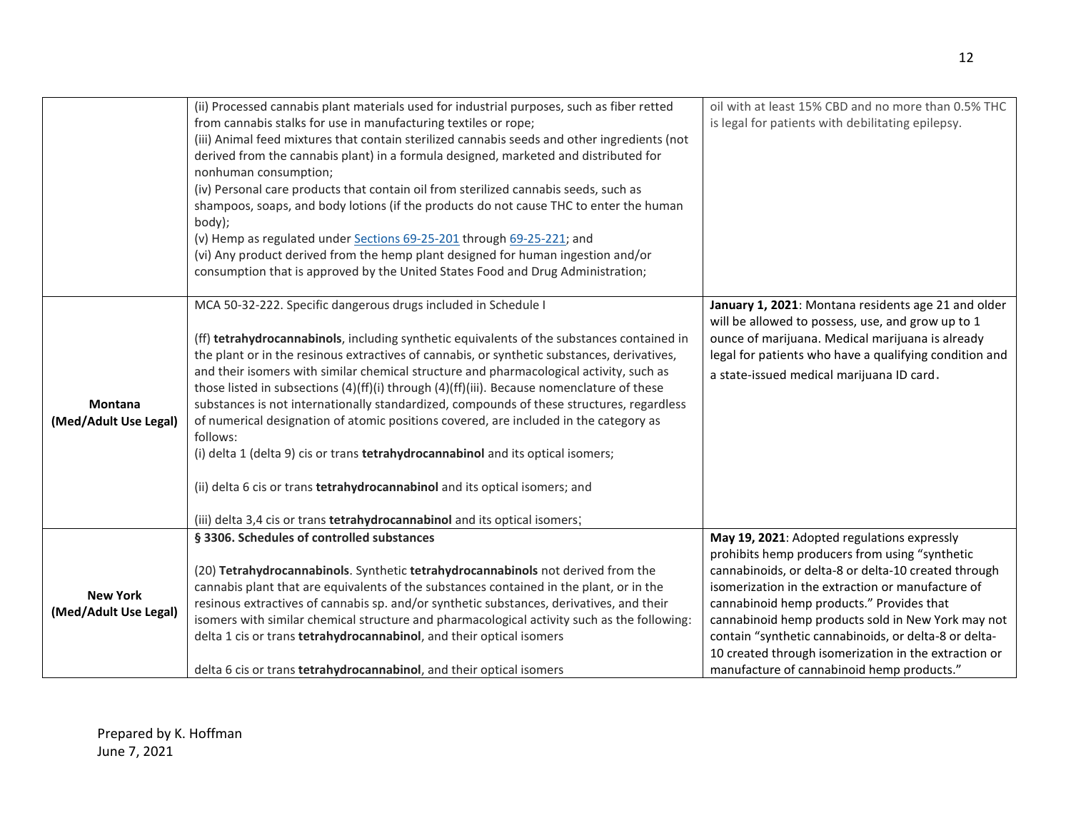| | | |
|---|---|---|
| | (ii) Processed cannabis plant materials used for industrial purposes, such as fiber retted from cannabis stalks for use in manufacturing textiles or rope;<br>(iii) Animal feed mixtures that contain sterilized cannabis seeds and other ingredients (not derived from the cannabis plant) in a formula designed, marketed and distributed for nonhuman consumption;<br>(iv) Personal care products that contain oil from sterilized cannabis seeds, such as shampoos, soaps, and body lotions (if the products do not cause THC to enter the human body);<br>(v) Hemp as regulated under Sections 69-25-201 through 69-25-221; and<br>(vi) Any product derived from the hemp plant designed for human ingestion and/or consumption that is approved by the United States Food and Drug Administration; | oil with at least 15% CBD and no more than 0.5% THC is legal for patients with debilitating epilepsy. |
| **Montana (Med/Adult Use Legal)** | MCA 50-32-222. Specific dangerous drugs included in Schedule I<br><br>(ff) **tetrahydrocannabinols**, including synthetic equivalents of the substances contained in the plant or in the resinous extractives of cannabis, or synthetic substances, derivatives, and their isomers with similar chemical structure and pharmacological activity, such as those listed in subsections (4)(ff)(i) through (4)(ff)(iii). Because nomenclature of these substances is not internationally standardized, compounds of these structures, regardless of numerical designation of atomic positions covered, are included in the category as follows:<br>(i) delta 1 (delta 9) cis or trans **tetrahydrocannabinol** and its optical isomers;<br><br>(ii) delta 6 cis or trans **tetrahydrocannabinol** and its optical isomers; and<br><br>(iii) delta 3,4 cis or trans **tetrahydrocannabinol** and its optical isomers; | **January 1, 2021**: Montana residents age 21 and older will be allowed to possess, use, and grow up to 1 ounce of marijuana. Medical marijuana is already legal for patients who have a qualifying condition and a state-issued medical marijuana ID card. |
| **New York (Med/Adult Use Legal)** | **§ 3306. Schedules of controlled substances**<br><br>(20) **Tetrahydrocannabinols**. Synthetic **tetrahydrocannabinols** not derived from the cannabis plant that are equivalents of the substances contained in the plant, or in the resinous extractives of cannabis sp. and/or synthetic substances, derivatives, and their isomers with similar chemical structure and pharmacological activity such as the following: delta 1 cis or trans **tetrahydrocannabinol**, and their optical isomers<br><br>delta 6 cis or trans **tetrahydrocannabinol**, and their optical isomers | **May 19, 2021**: Adopted regulations expressly prohibits hemp producers from using "synthetic cannabinoids, or delta-8 or delta-10 created through isomerization in the extraction or manufacture of cannabinoid hemp products." Provides that cannabinoid hemp products sold in New York may not contain "synthetic cannabinoids, or delta-8 or delta-10 created through isomerization in the extraction or manufacture of cannabinoid hemp products." |

Prepared by K. Hoffman
June 7, 2021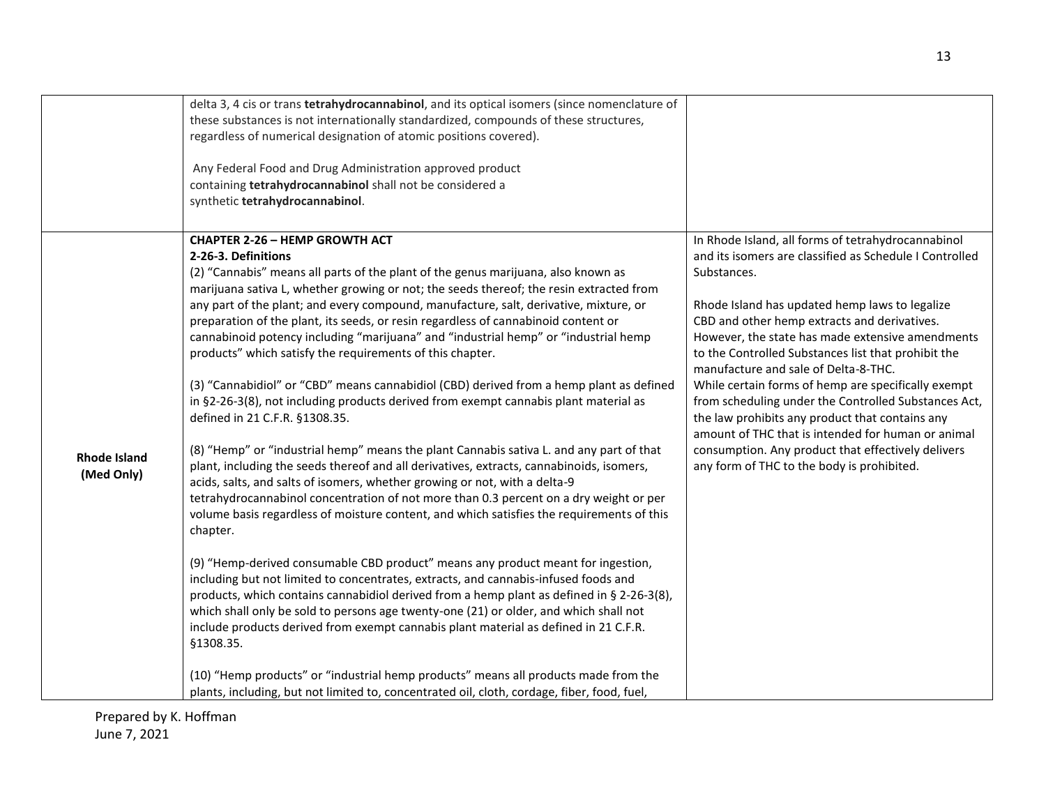| | | |
|---|---|---|
| | delta 3, 4 cis or trans **tetrahydrocannabinol**, and its optical isomers (since nomenclature of these substances is not internationally standardized, compounds of these structures, regardless of numerical designation of atomic positions covered).<br><br>Any Federal Food and Drug Administration approved product containing **tetrahydrocannabinol** shall not be considered a synthetic **tetrahydrocannabinol**. | |
| **Rhode Island (Med Only)** | **CHAPTER 2-26 – HEMP GROWTH ACT**<br>**2-26-3. Definitions**<br>(2) "Cannabis" means all parts of the plant of the genus marijuana, also known as marijuana sativa L, whether growing or not; the seeds thereof; the resin extracted from any part of the plant; and every compound, manufacture, salt, derivative, mixture, or preparation of the plant, its seeds, or resin regardless of cannabinoid content or cannabinoid potency including "marijuana" and "industrial hemp" or "industrial hemp products" which satisfy the requirements of this chapter.<br><br>(3) "Cannabidiol" or "CBD" means cannabidiol (CBD) derived from a hemp plant as defined in §2-26-3(8), not including products derived from exempt cannabis plant material as defined in 21 C.F.R. §1308.35.<br><br>(8) "Hemp" or "industrial hemp" means the plant Cannabis sativa L. and any part of that plant, including the seeds thereof and all derivatives, extracts, cannabinoids, isomers, acids, salts, and salts of isomers, whether growing or not, with a delta-9 tetrahydrocannabinol concentration of not more than 0.3 percent on a dry weight or per volume basis regardless of moisture content, and which satisfies the requirements of this chapter.<br><br>(9) "Hemp-derived consumable CBD product" means any product meant for ingestion, including but not limited to concentrates, extracts, and cannabis-infused foods and products, which contains cannabidiol derived from a hemp plant as defined in § 2-26-3(8), which shall only be sold to persons age twenty-one (21) or older, and which shall not include products derived from exempt cannabis plant material as defined in 21 C.F.R. §1308.35.<br><br>(10) "Hemp products" or "industrial hemp products" means all products made from the plants, including, but not limited to, concentrated oil, cloth, cordage, fiber, food, fuel, | In Rhode Island, all forms of tetrahydrocannabinol and its isomers are classified as Schedule I Controlled Substances.<br><br>Rhode Island has updated hemp laws to legalize CBD and other hemp extracts and derivatives. However, the state has made extensive amendments to the Controlled Substances list that prohibit the manufacture and sale of Delta-8-THC.<br>While certain forms of hemp are specifically exempt from scheduling under the Controlled Substances Act, the law prohibits any product that contains any amount of THC that is intended for human or animal consumption. Any product that effectively delivers any form of THC to the body is prohibited. |

Prepared by K. Hoffman
June 7, 2021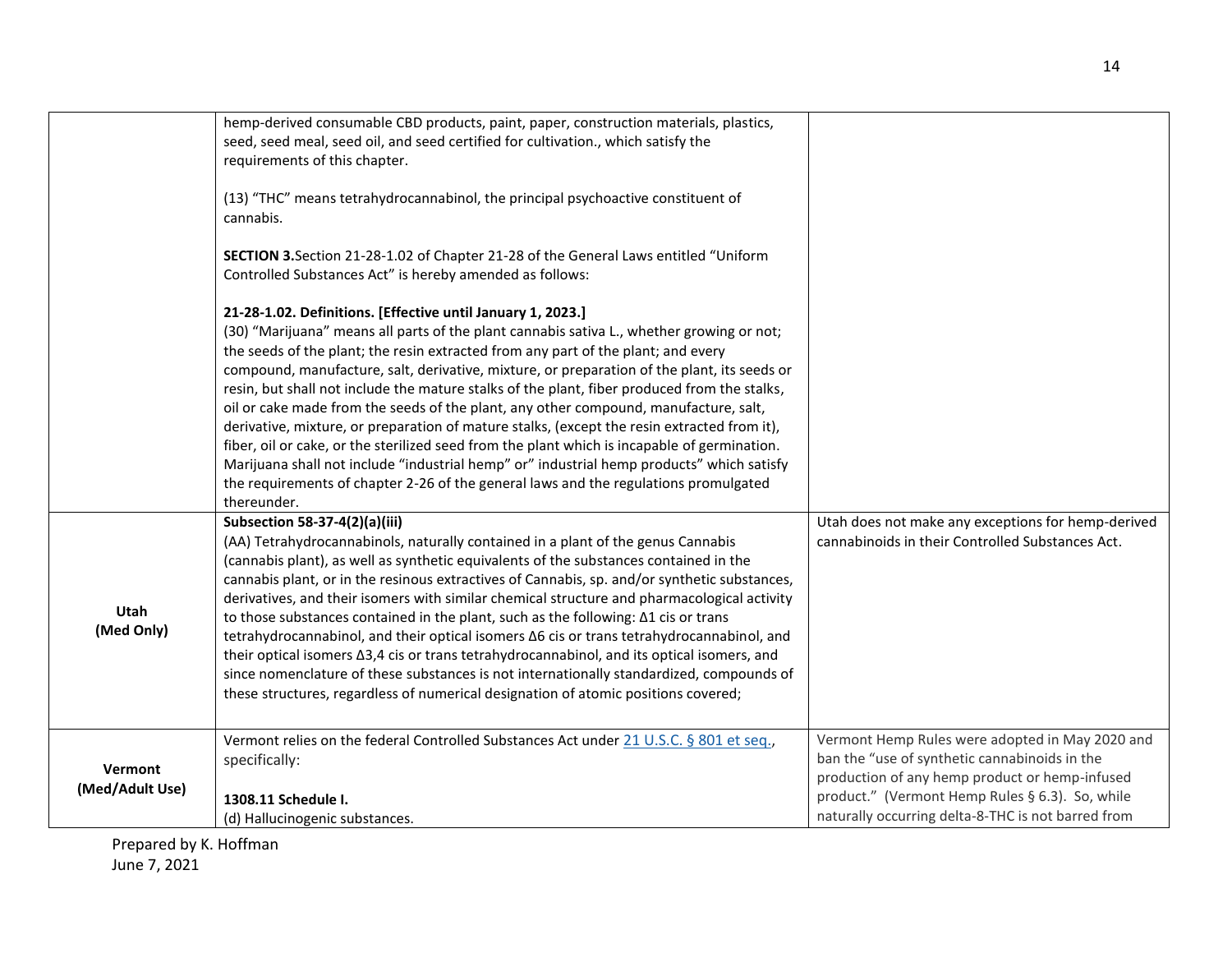| | | |
|---|---|---|
| | hemp-derived consumable CBD products, paint, paper, construction materials, plastics, seed, seed meal, seed oil, and seed certified for cultivation., which satisfy the requirements of this chapter.<br><br>(13) "THC" means tetrahydrocannabinol, the principal psychoactive constituent of cannabis.<br><br>**SECTION 3.**Section 21-28-1.02 of Chapter 21-28 of the General Laws entitled "Uniform Controlled Substances Act" is hereby amended as follows:<br><br>**21-28-1.02. Definitions. [Effective until January 1, 2023.]**<br>(30) "Marijuana" means all parts of the plant cannabis sativa L., whether growing or not; the seeds of the plant; the resin extracted from any part of the plant; and every compound, manufacture, salt, derivative, mixture, or preparation of the plant, its seeds or resin, but shall not include the mature stalks of the plant, fiber produced from the stalks, oil or cake made from the seeds of the plant, any other compound, manufacture, salt, derivative, mixture, or preparation of mature stalks, (except the resin extracted from it), fiber, oil or cake, or the sterilized seed from the plant which is incapable of germination. Marijuana shall not include "industrial hemp" or" industrial hemp products" which satisfy the requirements of chapter 2-26 of the general laws and the regulations promulgated thereunder. | |
| **Utah (Med Only)** | **Subsection 58-37-4(2)(a)(iii)**<br>(AA) Tetrahydrocannabinols, naturally contained in a plant of the genus Cannabis (cannabis plant), as well as synthetic equivalents of the substances contained in the cannabis plant, or in the resinous extractives of Cannabis, sp. and/or synthetic substances, derivatives, and their isomers with similar chemical structure and pharmacological activity to those substances contained in the plant, such as the following: Δ1 cis or trans tetrahydrocannabinol, and their optical isomers Δ6 cis or trans tetrahydrocannabinol, and their optical isomers Δ3,4 cis or trans tetrahydrocannabinol, and its optical isomers, and since nomenclature of these substances is not internationally standardized, compounds of these structures, regardless of numerical designation of atomic positions covered; | Utah does not make any exceptions for hemp-derived cannabinoids in their Controlled Substances Act. |
| **Vermont (Med/Adult Use)** | Vermont relies on the federal Controlled Substances Act under 21 U.S.C. § 801 et seq., specifically:<br><br>**1308.11 Schedule I.**<br>(d) Hallucinogenic substances. | Vermont Hemp Rules were adopted in May 2020 and ban the "use of synthetic cannabinoids in the production of any hemp product or hemp-infused product." (Vermont Hemp Rules § 6.3). So, while naturally occurring delta-8-THC is not barred from |

Prepared by K. Hoffman
June 7, 2021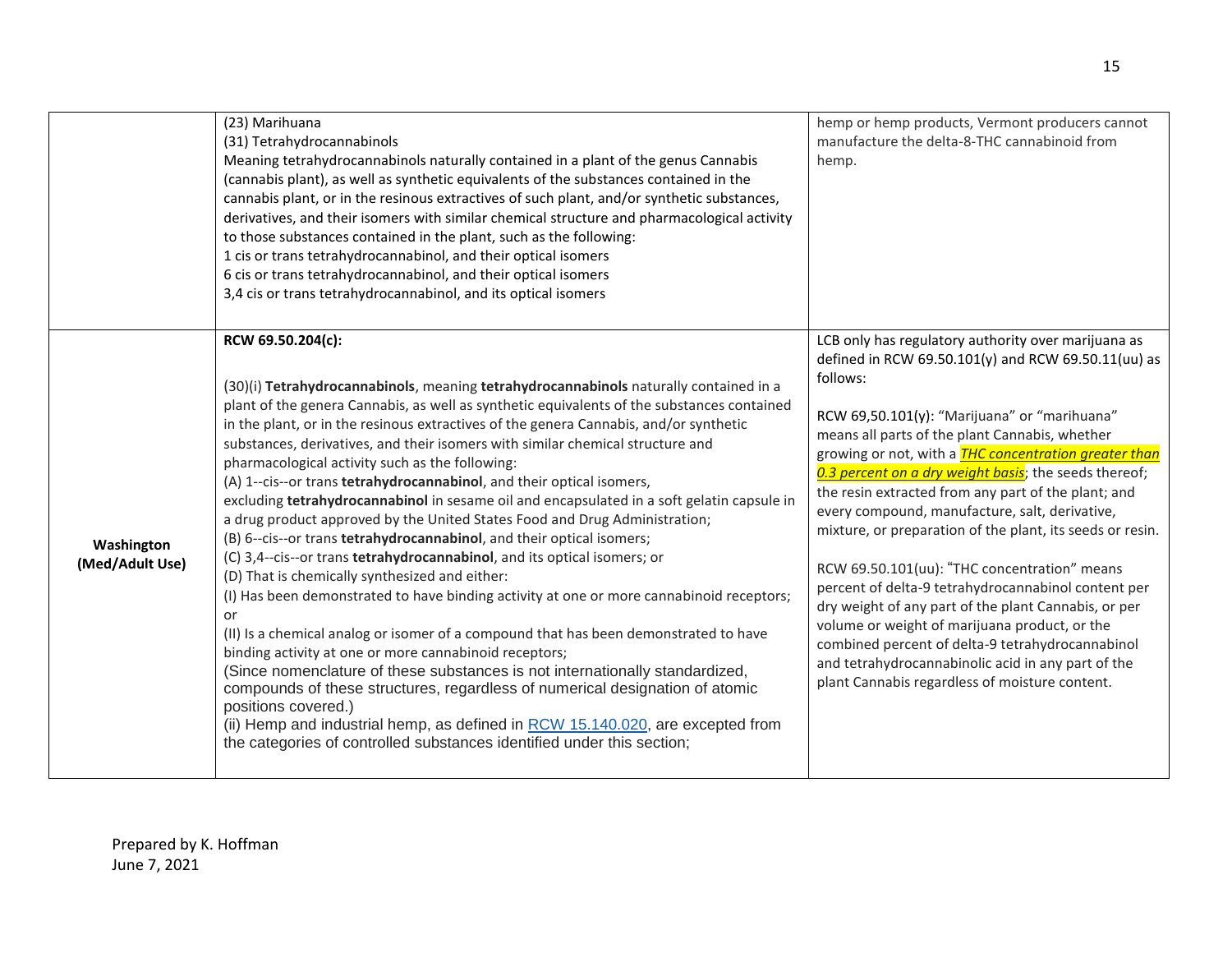| | | |
|---|---|---|
| | (23) Marihuana<br>(31) Tetrahydrocannabinols<br>Meaning tetrahydrocannabinols naturally contained in a plant of the genus Cannabis (cannabis plant), as well as synthetic equivalents of the substances contained in the cannabis plant, or in the resinous extractives of such plant, and/or synthetic substances, derivatives, and their isomers with similar chemical structure and pharmacological activity to those substances contained in the plant, such as the following:<br>1 cis or trans tetrahydrocannabinol, and their optical isomers<br>6 cis or trans tetrahydrocannabinol, and their optical isomers<br>3,4 cis or trans tetrahydrocannabinol, and its optical isomers | hemp or hemp products, Vermont producers cannot manufacture the delta-8-THC cannabinoid from hemp. |
| **Washington (Med/Adult Use)** | **RCW 69.50.204(c):**<br><br>(30)(i) **Tetrahydrocannabinols**, meaning **tetrahydrocannabinols** naturally contained in a plant of the genera Cannabis, as well as synthetic equivalents of the substances contained in the plant, or in the resinous extractives of the genera Cannabis, and/or synthetic substances, derivatives, and their isomers with similar chemical structure and pharmacological activity such as the following:<br>(A) 1--cis--or trans **tetrahydrocannabinol**, and their optical isomers, excluding **tetrahydrocannabinol** in sesame oil and encapsulated in a soft gelatin capsule in a drug product approved by the United States Food and Drug Administration;<br>(B) 6--cis--or trans **tetrahydrocannabinol**, and their optical isomers;<br>(C) 3,4--cis--or trans **tetrahydrocannabinol**, and its optical isomers; or<br>(D) That is chemically synthesized and either:<br>(I) Has been demonstrated to have binding activity at one or more cannabinoid receptors; or<br>(II) Is a chemical analog or isomer of a compound that has been demonstrated to have binding activity at one or more cannabinoid receptors;<br>(Since nomenclature of these substances is not internationally standardized, compounds of these structures, regardless of numerical designation of atomic positions covered.)<br>(ii) Hemp and industrial hemp, as defined in RCW 15.140.020, are excepted from the categories of controlled substances identified under this section; | LCB only has regulatory authority over marijuana as defined in RCW 69.50.101(y) and RCW 69.50.11(uu) as follows:<br><br>RCW 69,50.101(y): "Marijuana" or "marihuana" means all parts of the plant Cannabis, whether growing or not, with a ***THC concentration greater than 0.3 percent on a dry weight basis***; the seeds thereof; the resin extracted from any part of the plant; and every compound, manufacture, salt, derivative, mixture, or preparation of the plant, its seeds or resin.<br><br>RCW 69.50.101(uu): "THC concentration" means percent of delta-9 tetrahydrocannabinol content per dry weight of any part of the plant Cannabis, or per volume or weight of marijuana product, or the combined percent of delta-9 tetrahydrocannabinol and tetrahydrocannabinolic acid in any part of the plant Cannabis regardless of moisture content. |

Prepared by K. Hoffman
June 7, 2021